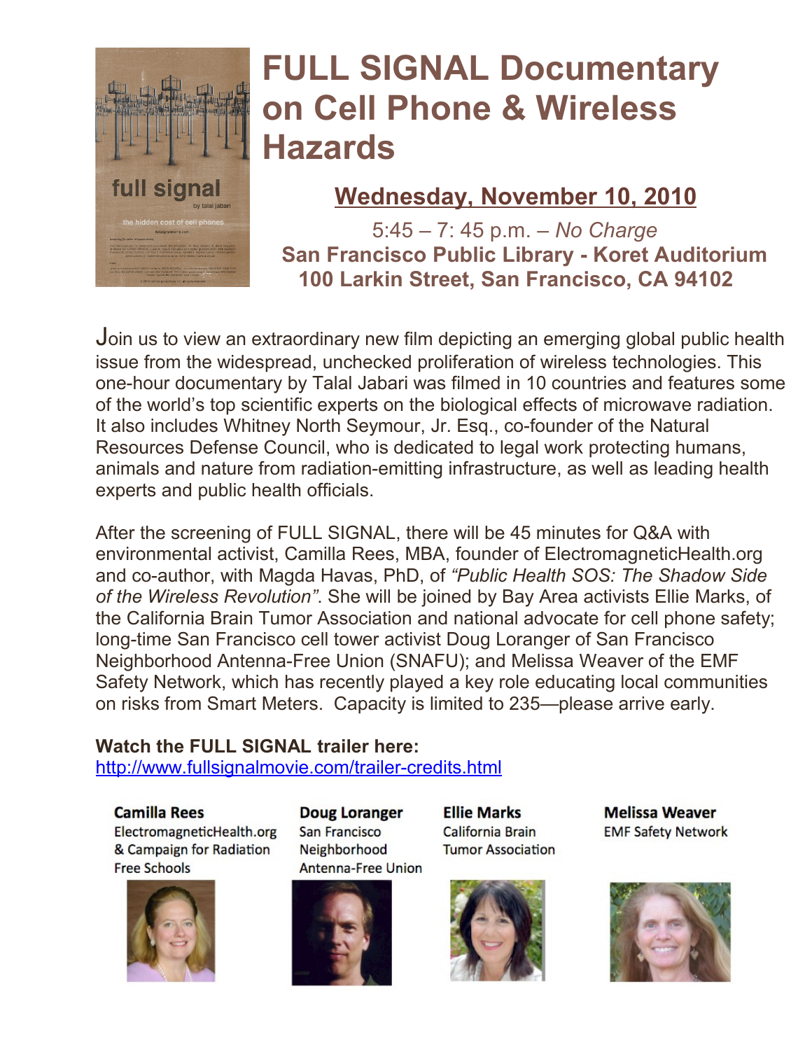# FULL SIGNAL Documentary on Cell Phone & Wireless Hazards

## Wednesday, November 10, 2010

5:45 – 7: 45 p.m. – *No Charge*

**San Francisco Public Library - Koret Auditorium**
**100 Larkin Street, San Francisco, CA 94102**

Join us to view an extraordinary new film depicting an emerging global public health issue from the widespread, unchecked proliferation of wireless technologies. This one-hour documentary by Talal Jabari was filmed in 10 countries and features some of the world's top scientific experts on the biological effects of microwave radiation. It also includes Whitney North Seymour, Jr. Esq., co-founder of the Natural Resources Defense Council, who is dedicated to legal work protecting humans, animals and nature from radiation-emitting infrastructure, as well as leading health experts and public health officials.

After the screening of FULL SIGNAL, there will be 45 minutes for Q&A with environmental activist, Camilla Rees, MBA, founder of ElectromagneticHealth.org and co-author, with Magda Havas, PhD, of *"Public Health SOS: The Shadow Side of the Wireless Revolution"*. She will be joined by Bay Area activists Ellie Marks, of the California Brain Tumor Association and national advocate for cell phone safety; long-time San Francisco cell tower activist Doug Loranger of San Francisco Neighborhood Antenna-Free Union (SNAFU); and Melissa Weaver of the EMF Safety Network, which has recently played a key role educating local communities on risks from Smart Meters. Capacity is limited to 235—please arrive early.

**Watch the FULL SIGNAL trailer here:**
http://www.fullsignalmovie.com/trailer-credits.html

**Camilla Rees**
ElectromagneticHealth.org & Campaign for Radiation Free Schools

**Doug Loranger**
San Francisco Neighborhood Antenna-Free Union

**Ellie Marks**
California Brain Tumor Association

**Melissa Weaver**
EMF Safety Network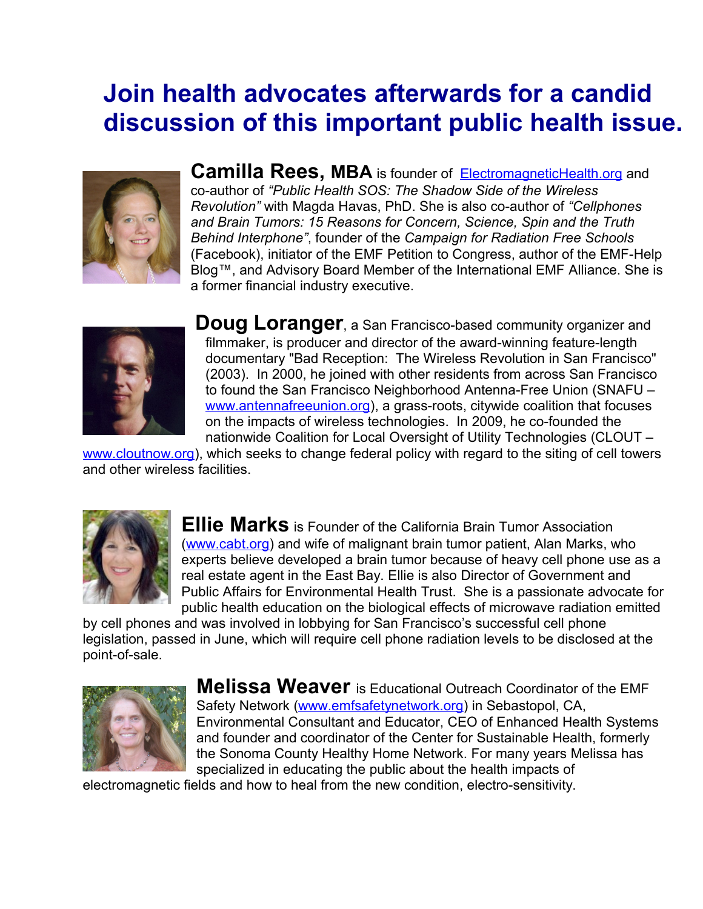# Join health advocates afterwards for a candid discussion of this important public health issue.

**Camilla Rees, MBA** is founder of ElectromagneticHealth.org and co-author of *"Public Health SOS: The Shadow Side of the Wireless Revolution"* with Magda Havas, PhD. She is also co-author of *"Cellphones and Brain Tumors: 15 Reasons for Concern, Science, Spin and the Truth Behind Interphone"*, founder of the *Campaign for Radiation Free Schools* (Facebook), initiator of the EMF Petition to Congress, author of the EMF-Help Blog™, and Advisory Board Member of the International EMF Alliance. She is a former financial industry executive.

**Doug Loranger**, a San Francisco-based community organizer and filmmaker, is producer and director of the award-winning feature-length documentary "Bad Reception: The Wireless Revolution in San Francisco" (2003). In 2000, he joined with other residents from across San Francisco to found the San Francisco Neighborhood Antenna-Free Union (SNAFU – www.antennafreeunion.org), a grass-roots, citywide coalition that focuses on the impacts of wireless technologies. In 2009, he co-founded the nationwide Coalition for Local Oversight of Utility Technologies (CLOUT – www.cloutnow.org), which seeks to change federal policy with regard to the siting of cell towers and other wireless facilities.

**Ellie Marks** is Founder of the California Brain Tumor Association (www.cabt.org) and wife of malignant brain tumor patient, Alan Marks, who experts believe developed a brain tumor because of heavy cell phone use as a real estate agent in the East Bay. Ellie is also Director of Government and Public Affairs for Environmental Health Trust. She is a passionate advocate for public health education on the biological effects of microwave radiation emitted by cell phones and was involved in lobbying for San Francisco's successful cell phone legislation, passed in June, which will require cell phone radiation levels to be disclosed at the point-of-sale.

**Melissa Weaver** is Educational Outreach Coordinator of the EMF Safety Network (www.emfsafetynetwork.org) in Sebastopol, CA, Environmental Consultant and Educator, CEO of Enhanced Health Systems and founder and coordinator of the Center for Sustainable Health, formerly the Sonoma County Healthy Home Network. For many years Melissa has specialized in educating the public about the health impacts of electromagnetic fields and how to heal from the new condition, electro-sensitivity.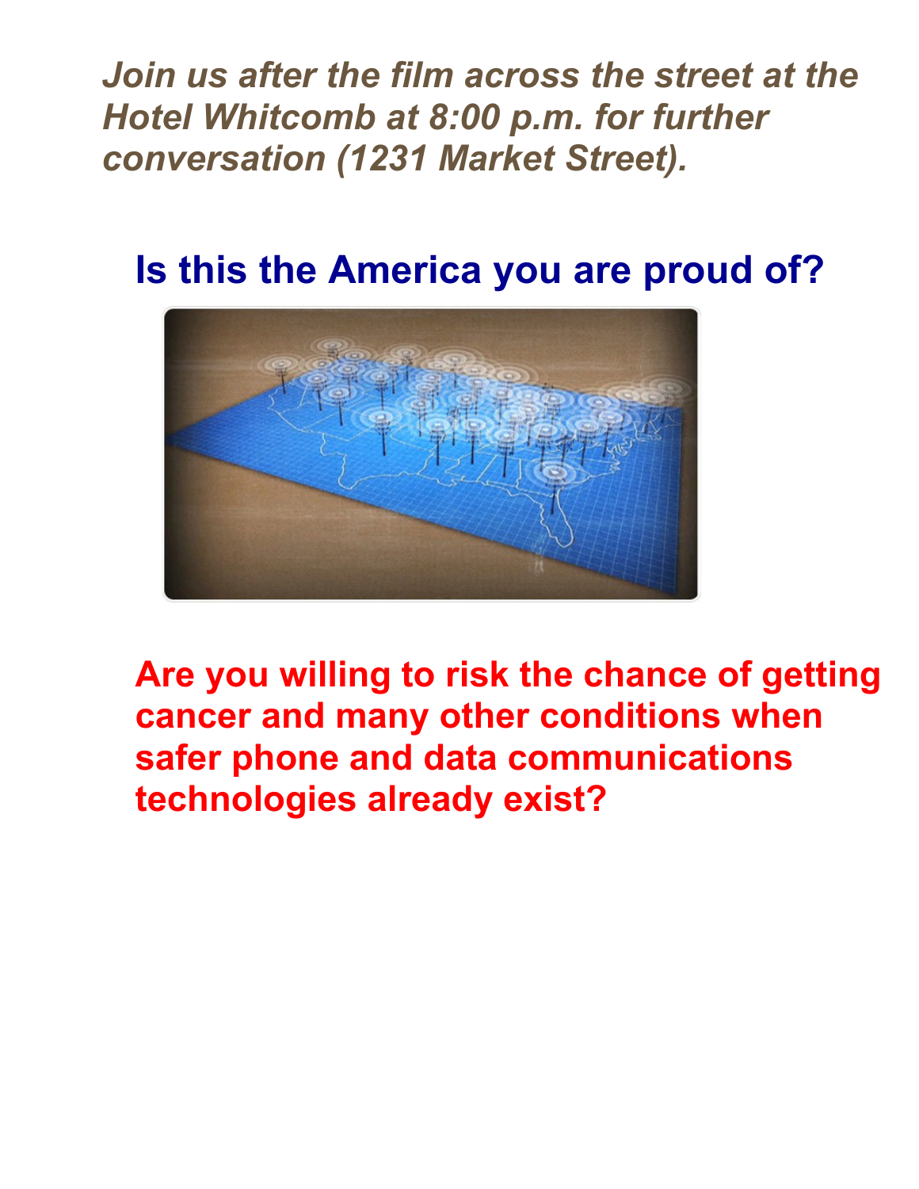*Join us after the film across the street at the Hotel Whitcomb at 8:00 p.m. for further conversation (1231 Market Street).*

## Is this the America you are proud of?

**Are you willing to risk the chance of getting cancer and many other conditions when safer phone and data communications technologies already exist?**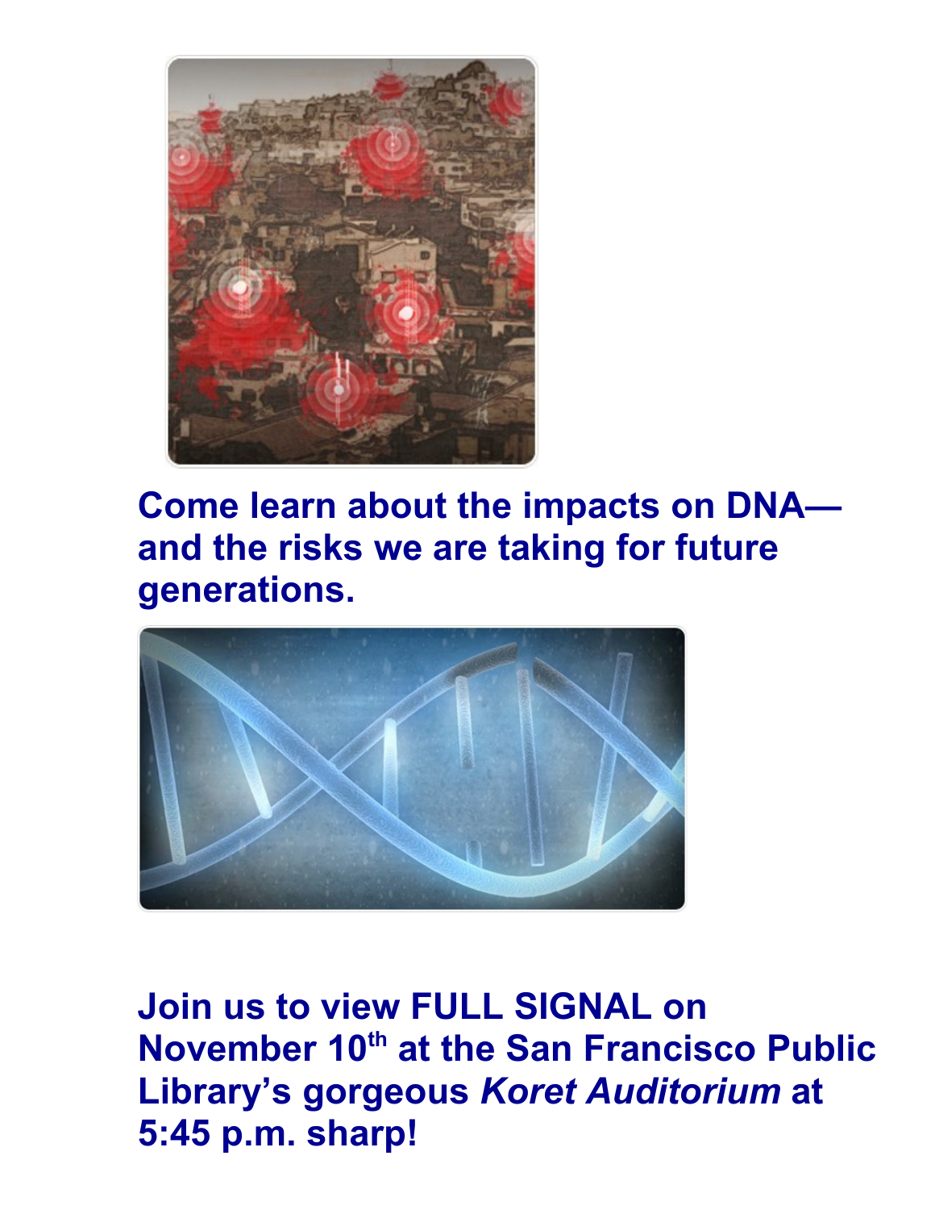**Come learn about the impacts on DNA—and the risks we are taking for future generations.**

**Join us to view FULL SIGNAL on November 10th at the San Francisco Public Library's gorgeous *Koret Auditorium* at 5:45 p.m. sharp!**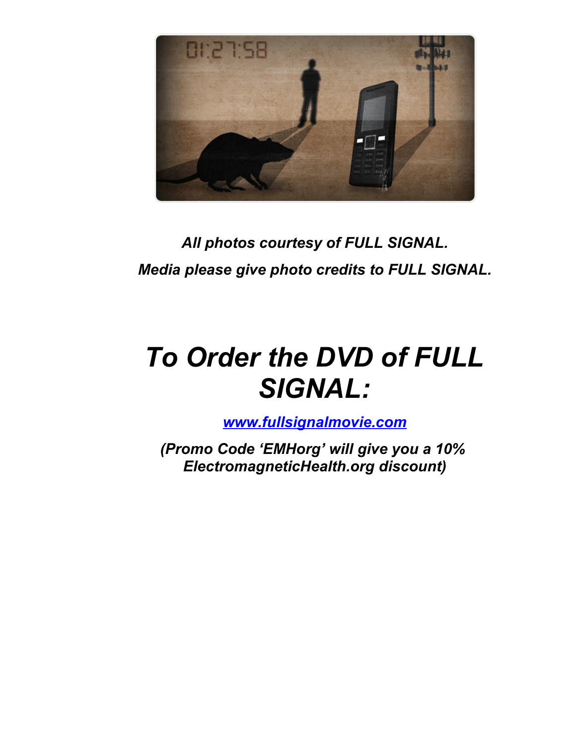*All photos courtesy of FULL SIGNAL.*

*Media please give photo credits to FULL SIGNAL.*

# *To Order the DVD of FULL SIGNAL:*

***[www.fullsignalmovie.com](http://www.fullsignalmovie.com)***

***(Promo Code 'EMHorg' will give you a 10% ElectromagneticHealth.org discount)***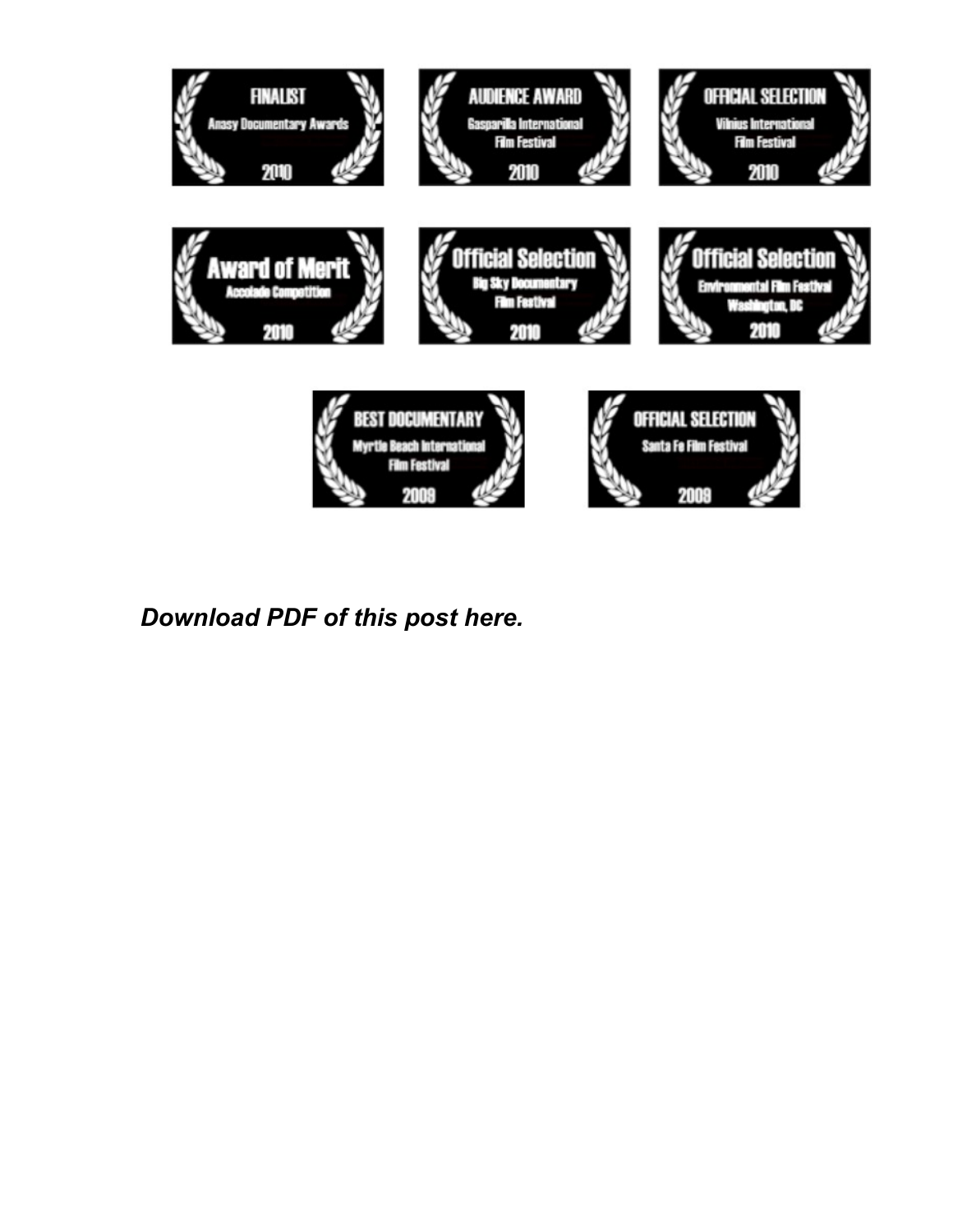FINALIST
Anasy Documentary Awards
2010

AUDIENCE AWARD
Gasparilla International Film Festival
2010

OFFICIAL SELECTION
Vilnius International Film Festival
2010

Award of Merit
Accolade Competition
2010

Official Selection
Big Sky Documentary Film Festival
2010

Official Selection
Environmental Film Festival Washington, DC
2010

BEST DOCUMENTARY
Myrtle Beach International Film Festival
2009

OFFICIAL SELECTION
Santa Fe Film Festival
2009

*Download PDF of this post here.*